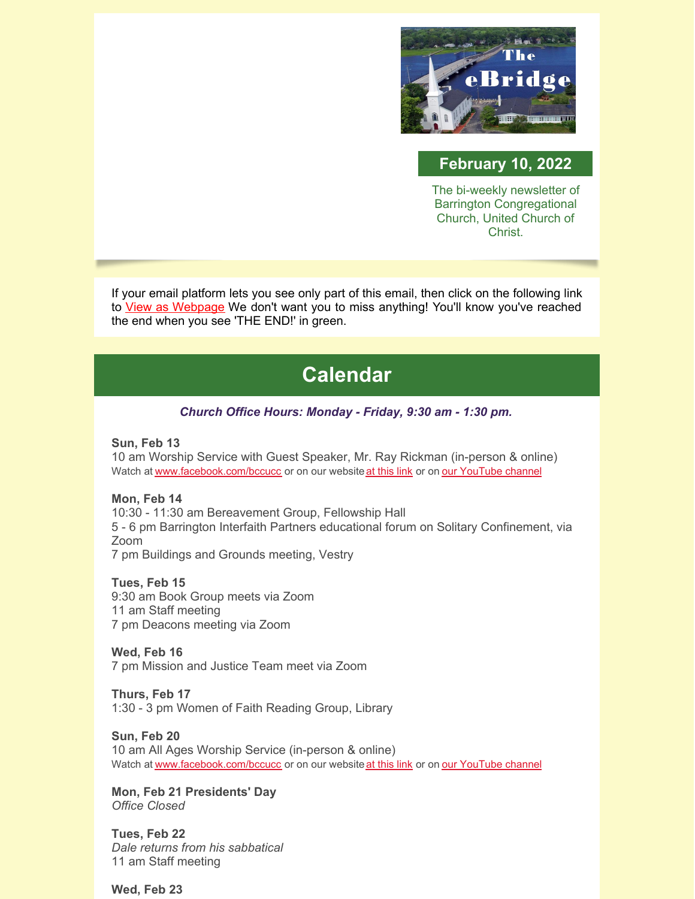The eBridge

**February 10, 2022**

The bi-weekly newsletter of Barrington Congregational Church, United Church of Christ.

If your email platform lets you see only part of this email, then click on the following link to View as Webpage We don't want you to miss anything! You'll know you've reached the end when you see 'THE END!' in green.

## Calendar

***Church Office Hours: Monday - Friday, 9:30 am - 1:30 pm.***

**Sun, Feb 13**
10 am Worship Service with Guest Speaker, Mr. Ray Rickman (in-person & online)
Watch at www.facebook.com/bccucc or on our website at this link or on our YouTube channel

**Mon, Feb 14**
10:30 - 11:30 am Bereavement Group, Fellowship Hall
5 - 6 pm Barrington Interfaith Partners educational forum on Solitary Confinement, via Zoom
7 pm Buildings and Grounds meeting, Vestry

**Tues, Feb 15**
9:30 am Book Group meets via Zoom
11 am Staff meeting
7 pm Deacons meeting via Zoom

**Wed, Feb 16**
7 pm Mission and Justice Team meet via Zoom

**Thurs, Feb 17**
1:30 - 3 pm Women of Faith Reading Group, Library

**Sun, Feb 20**
10 am All Ages Worship Service (in-person & online)
Watch at www.facebook.com/bccucc or on our website at this link or on our YouTube channel

**Mon, Feb 21 Presidents' Day**
*Office Closed*

**Tues, Feb 22**
*Dale returns from his sabbatical*
11 am Staff meeting

**Wed, Feb 23**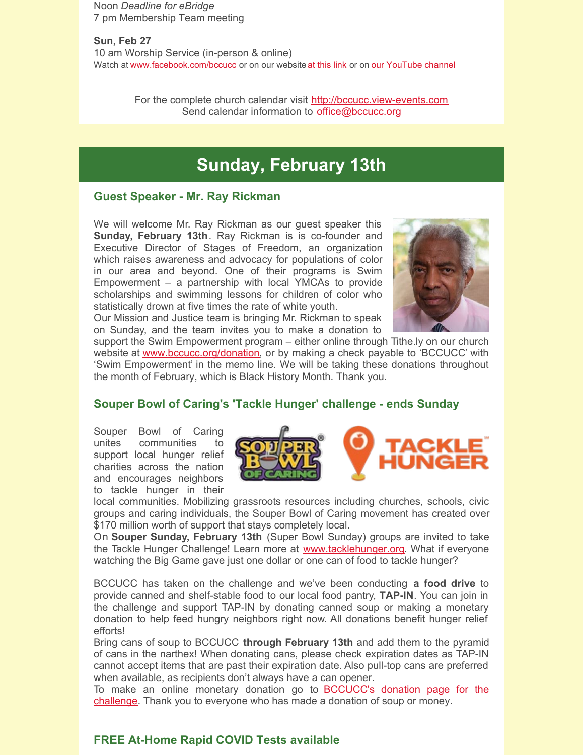Noon *Deadline for eBridge*
7 pm Membership Team meeting

**Sun, Feb 27**
10 am Worship Service (in-person & online)
Watch at www.facebook.com/bccucc or on our website at this link or on our YouTube channel

For the complete church calendar visit http://bccucc.view-events.com
Send calendar information to office@bccucc.org

# Sunday, February 13th

## Guest Speaker - Mr. Ray Rickman

We will welcome Mr. Ray Rickman as our guest speaker this **Sunday, February 13th**. Ray Rickman is is co-founder and Executive Director of Stages of Freedom, an organization which raises awareness and advocacy for populations of color in our area and beyond. One of their programs is Swim Empowerment – a partnership with local YMCAs to provide scholarships and swimming lessons for children of color who statistically drown at five times the rate of white youth.
Our Mission and Justice team is bringing Mr. Rickman to speak on Sunday, and the team invites you to make a donation to support the Swim Empowerment program – either online through Tithe.ly on our church website at www.bccucc.org/donation, or by making a check payable to 'BCCUCC' with 'Swim Empowerment' in the memo line. We will be taking these donations throughout the month of February, which is Black History Month. Thank you.

## Souper Bowl of Caring's 'Tackle Hunger' challenge - ends Sunday

Souper Bowl of Caring unites communities to support local hunger relief charities across the nation and encourages neighbors to tackle hunger in their local communities. Mobilizing grassroots resources including churches, schools, civic groups and caring individuals, the Souper Bowl of Caring movement has created over $170 million worth of support that stays completely local.
On **Souper Sunday, February 13th** (Super Bowl Sunday) groups are invited to take the Tackle Hunger Challenge! Learn more at www.tacklehunger.org. What if everyone watching the Big Game gave just one dollar or one can of food to tackle hunger?

BCCUCC has taken on the challenge and we've been conducting **a food drive** to provide canned and shelf-stable food to our local food pantry, **TAP-IN**. You can join in the challenge and support TAP-IN by donating canned soup or making a monetary donation to help feed hungry neighbors right now. All donations benefit hunger relief efforts!
Bring cans of soup to BCCUCC **through February 13th** and add them to the pyramid of cans in the narthex! When donating cans, please check expiration dates as TAP-IN cannot accept items that are past their expiration date. Also pull-top cans are preferred when available, as recipients don't always have a can opener.
To make an online monetary donation go to BCCUCC's donation page for the challenge. Thank you to everyone who has made a donation of soup or money.

## FREE At-Home Rapid COVID Tests available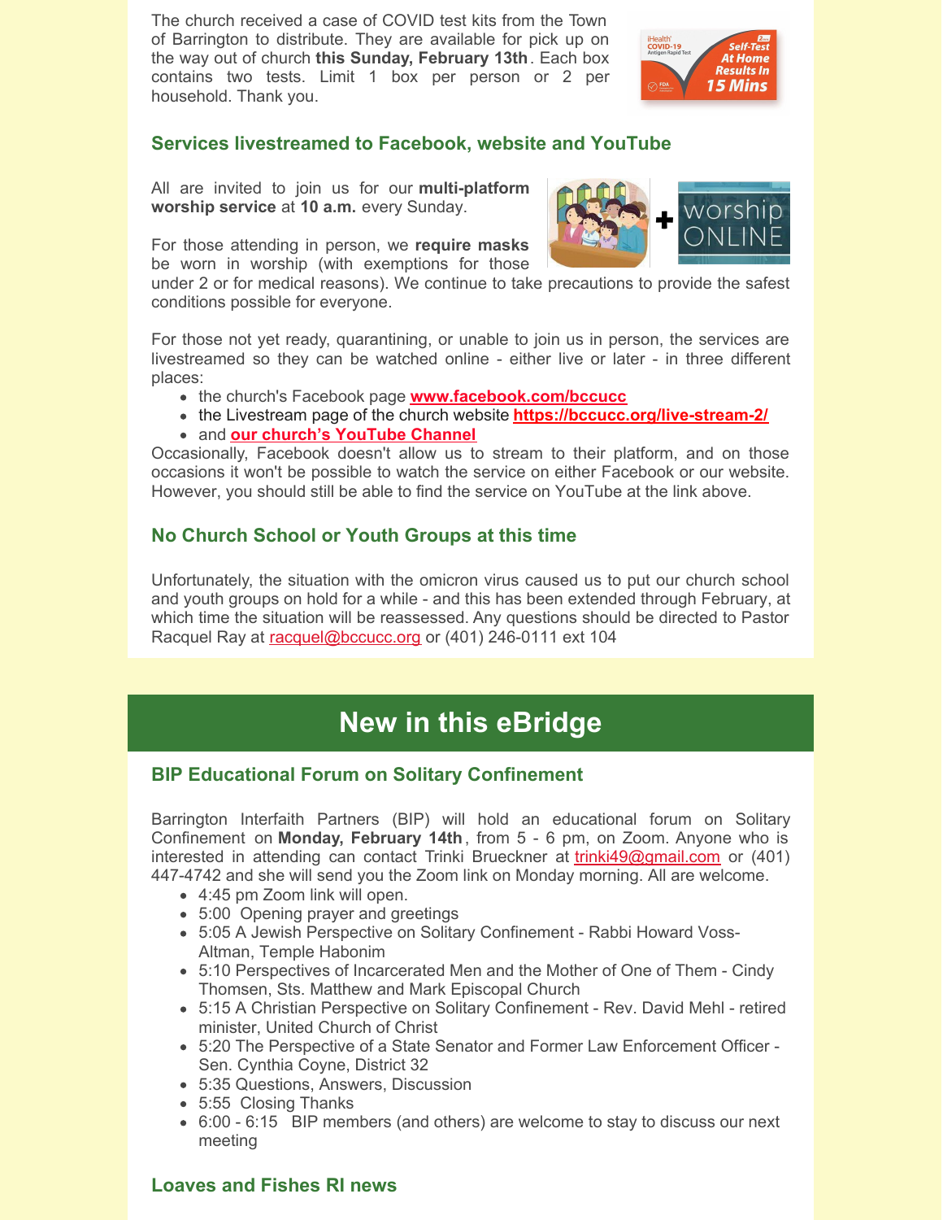The church received a case of COVID test kits from the Town of Barrington to distribute. They are available for pick up on the way out of church **this Sunday, February 13th**. Each box contains two tests. Limit 1 box per person or 2 per household. Thank you.

### Services livestreamed to Facebook, website and YouTube

All are invited to join us for our **multi-platform worship service** at **10 a.m.** every Sunday.

For those attending in person, we **require masks** be worn in worship (with exemptions for those under 2 or for medical reasons). We continue to take precautions to provide the safest conditions possible for everyone.

For those not yet ready, quarantining, or unable to join us in person, the services are livestreamed so they can be watched online - either live or later - in three different places:

- the church's Facebook page **www.facebook.com/bccucc**
- the Livestream page of the church website **https://bccucc.org/live-stream-2/**
- and **our church's YouTube Channel**

Occasionally, Facebook doesn't allow us to stream to their platform, and on those occasions it won't be possible to watch the service on either Facebook or our website. However, you should still be able to find the service on YouTube at the link above.

### No Church School or Youth Groups at this time

Unfortunately, the situation with the omicron virus caused us to put our church school and youth groups on hold for a while - and this has been extended through February, at which time the situation will be reassessed. Any questions should be directed to Pastor Racquel Ray at racquel@bccucc.org or (401) 246-0111 ext 104

## New in this eBridge

### BIP Educational Forum on Solitary Confinement

Barrington Interfaith Partners (BIP) will hold an educational forum on Solitary Confinement on **Monday, February 14th**, from 5 - 6 pm, on Zoom. Anyone who is interested in attending can contact Trinki Brueckner at trinki49@gmail.com or (401) 447-4742 and she will send you the Zoom link on Monday morning. All are welcome.

- 4:45 pm Zoom link will open.
- 5:00 Opening prayer and greetings
- 5:05 A Jewish Perspective on Solitary Confinement - Rabbi Howard Voss-Altman, Temple Habonim
- 5:10 Perspectives of Incarcerated Men and the Mother of One of Them - Cindy Thomsen, Sts. Matthew and Mark Episcopal Church
- 5:15 A Christian Perspective on Solitary Confinement - Rev. David Mehl - retired minister, United Church of Christ
- 5:20 The Perspective of a State Senator and Former Law Enforcement Officer - Sen. Cynthia Coyne, District 32
- 5:35 Questions, Answers, Discussion
- 5:55 Closing Thanks
- 6:00 - 6:15 BIP members (and others) are welcome to stay to discuss our next meeting

### Loaves and Fishes RI news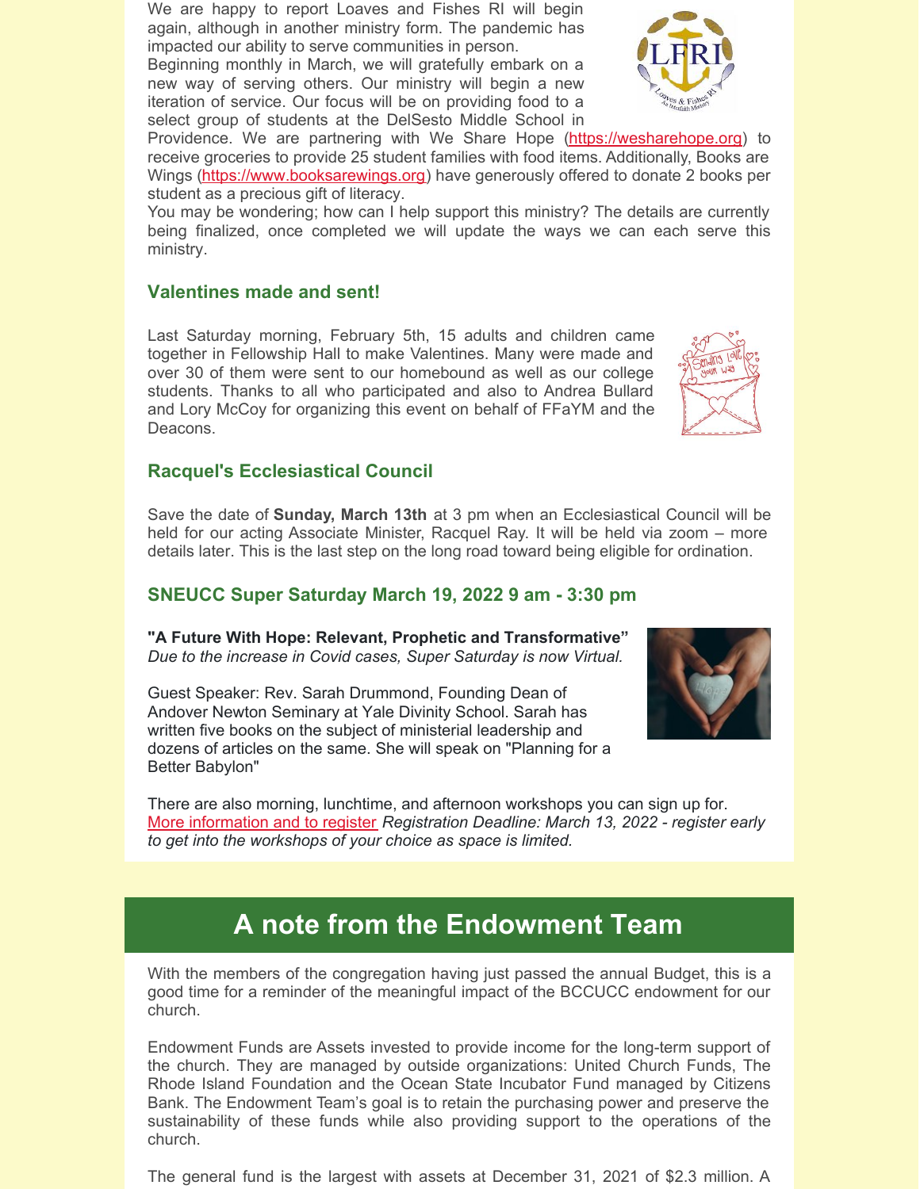We are happy to report Loaves and Fishes RI will begin again, although in another ministry form. The pandemic has impacted our ability to serve communities in person.
Beginning monthly in March, we will gratefully embark on a new way of serving others. Our ministry will begin a new iteration of service. Our focus will be on providing food to a select group of students at the DelSesto Middle School in Providence. We are partnering with We Share Hope (https://wesharehope.org) to receive groceries to provide 25 student families with food items. Additionally, Books are Wings (https://www.booksarewings.org) have generously offered to donate 2 books per student as a precious gift of literacy.
You may be wondering; how can I help support this ministry? The details are currently being finalized, once completed we will update the ways we can each serve this ministry.

### Valentines made and sent!

Last Saturday morning, February 5th, 15 adults and children came together in Fellowship Hall to make Valentines. Many were made and over 30 of them were sent to our homebound as well as our college students. Thanks to all who participated and also to Andrea Bullard and Lory McCoy for organizing this event on behalf of FFaYM and the Deacons.

### Racquel's Ecclesiastical Council

Save the date of **Sunday, March 13th** at 3 pm when an Ecclesiastical Council will be held for our acting Associate Minister, Racquel Ray. It will be held via zoom – more details later. This is the last step on the long road toward being eligible for ordination.

### SNEUCC Super Saturday March 19, 2022 9 am - 3:30 pm

**"A Future With Hope: Relevant, Prophetic and Transformative"**
*Due to the increase in Covid cases, Super Saturday is now Virtual.*

Guest Speaker: Rev. Sarah Drummond, Founding Dean of Andover Newton Seminary at Yale Divinity School. Sarah has written five books on the subject of ministerial leadership and dozens of articles on the same. She will speak on "Planning for a Better Babylon"

There are also morning, lunchtime, and afternoon workshops you can sign up for. More information and to register *Registration Deadline: March 13, 2022 - register early to get into the workshops of your choice as space is limited.*

## A note from the Endowment Team

With the members of the congregation having just passed the annual Budget, this is a good time for a reminder of the meaningful impact of the BCCUCC endowment for our church.

Endowment Funds are Assets invested to provide income for the long-term support of the church. They are managed by outside organizations: United Church Funds, The Rhode Island Foundation and the Ocean State Incubator Fund managed by Citizens Bank. The Endowment Team's goal is to retain the purchasing power and preserve the sustainability of these funds while also providing support to the operations of the church.

The general fund is the largest with assets at December 31, 2021 of $2.3 million. A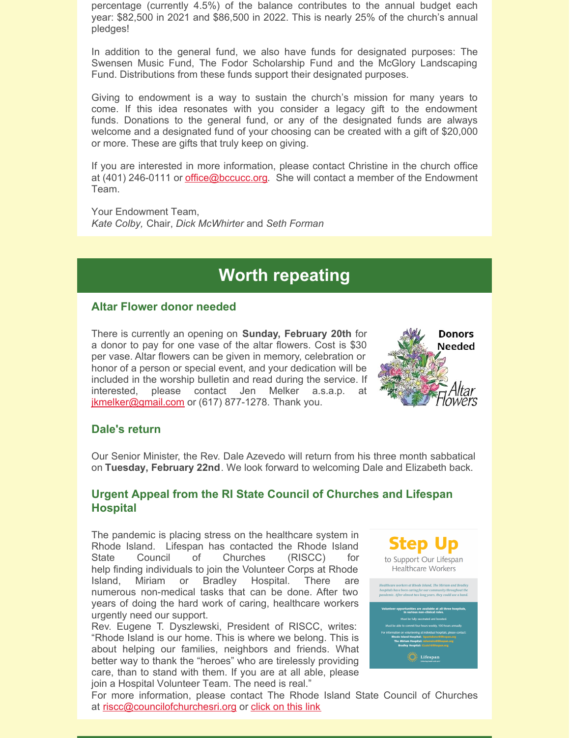percentage (currently 4.5%) of the balance contributes to the annual budget each year: $82,500 in 2021 and $86,500 in 2022. This is nearly 25% of the church's annual pledges!

In addition to the general fund, we also have funds for designated purposes: The Swensen Music Fund, The Fodor Scholarship Fund and the McGlory Landscaping Fund. Distributions from these funds support their designated purposes.

Giving to endowment is a way to sustain the church's mission for many years to come. If this idea resonates with you consider a legacy gift to the endowment funds. Donations to the general fund, or any of the designated funds are always welcome and a designated fund of your choosing can be created with a gift of $20,000 or more. These are gifts that truly keep on giving.

If you are interested in more information, please contact Christine in the church office at (401) 246-0111 or office@bccucc.org. She will contact a member of the Endowment Team.

Your Endowment Team,
*Kate Colby,* Chair, *Dick McWhirter* and *Seth Forman*

# Worth repeating

### Altar Flower donor needed

There is currently an opening on **Sunday, February 20th** for a donor to pay for one vase of the altar flowers. Cost is $30 per vase. Altar flowers can be given in memory, celebration or honor of a person or special event, and your dedication will be included in the worship bulletin and read during the service. If interested, please contact Jen Melker a.s.a.p. at jkmelker@gmail.com or (617) 877-1278. Thank you.

### Dale's return

Our Senior Minister, the Rev. Dale Azevedo will return from his three month sabbatical on **Tuesday, February 22nd**. We look forward to welcoming Dale and Elizabeth back.

### Urgent Appeal from the RI State Council of Churches and Lifespan Hospital

The pandemic is placing stress on the healthcare system in Rhode Island. Lifespan has contacted the Rhode Island State Council of Churches (RISCC) for help finding individuals to join the Volunteer Corps at Rhode Island, Miriam or Bradley Hospital. There are numerous non-medical tasks that can be done. After two years of doing the hard work of caring, healthcare workers urgently need our support.

Rev. Eugene T. Dyszlewski, President of RISCC, writes: "Rhode Island is our home. This is where we belong. This is about helping our families, neighbors and friends. What better way to thank the "heroes" who are tirelessly providing care, than to stand with them. If you are at all able, please join a Hospital Volunteer Team. The need is real."

For more information, please contact The Rhode Island State Council of Churches at riscc@councilofchurchesri.org or click on this link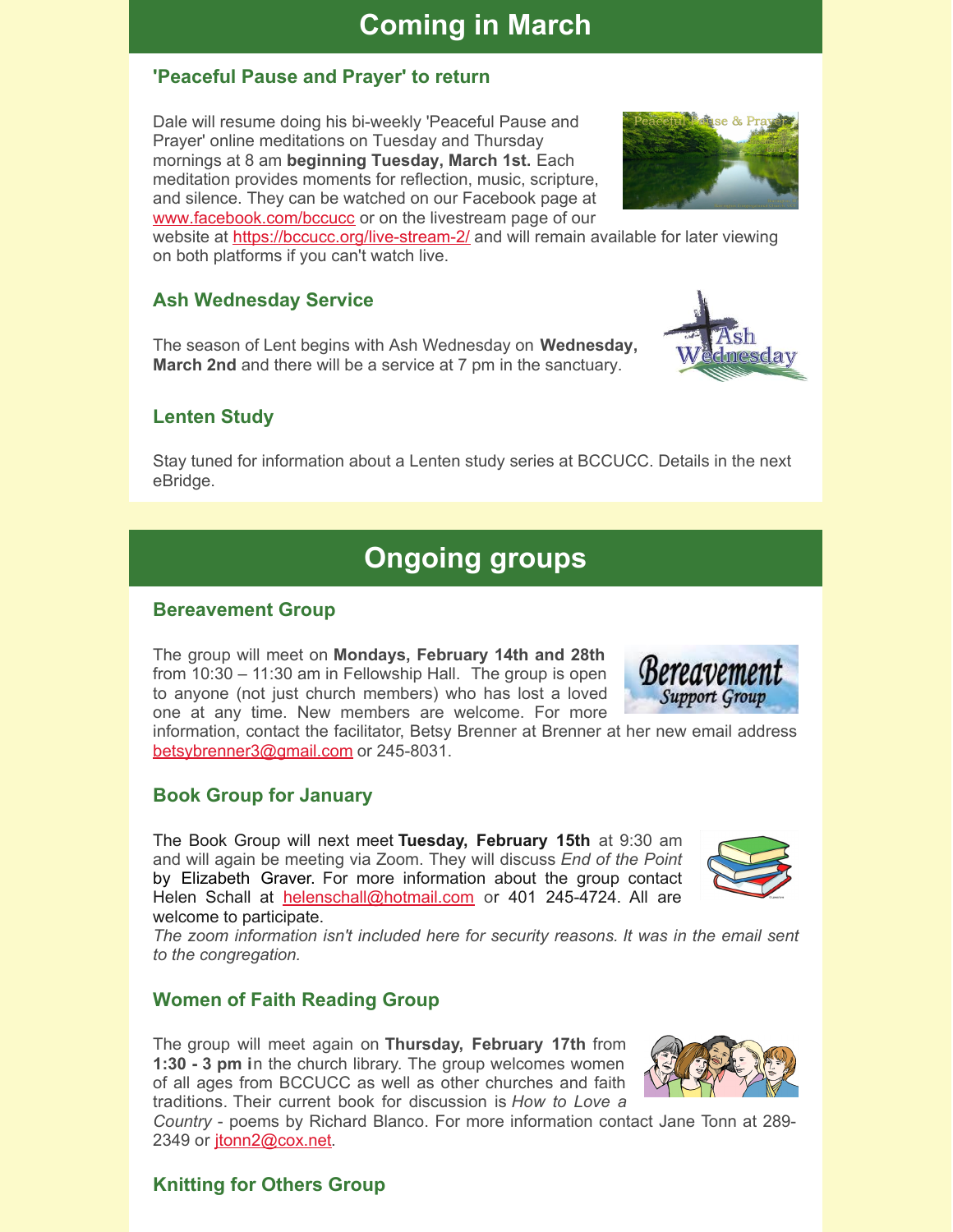# Coming in March

### 'Peaceful Pause and Prayer' to return

Dale will resume doing his bi-weekly 'Peaceful Pause and Prayer' online meditations on Tuesday and Thursday mornings at 8 am **beginning Tuesday, March 1st.** Each meditation provides moments for reflection, music, scripture, and silence. They can be watched on our Facebook page at www.facebook.com/bccucc or on the livestream page of our website at https://bccucc.org/live-stream-2/ and will remain available for later viewing on both platforms if you can't watch live.

### Ash Wednesday Service

The season of Lent begins with Ash Wednesday on **Wednesday, March 2nd** and there will be a service at 7 pm in the sanctuary.

### Lenten Study

Stay tuned for information about a Lenten study series at BCCUCC. Details in the next eBridge.

# Ongoing groups

### Bereavement Group

The group will meet on **Mondays, February 14th and 28th** from 10:30 – 11:30 am in Fellowship Hall. The group is open to anyone (not just church members) who has lost a loved one at any time. New members are welcome. For more information, contact the facilitator, Betsy Brenner at Brenner at her new email address betsybrenner3@gmail.com or 245-8031.

### Book Group for January

The Book Group will next meet **Tuesday, February 15th** at 9:30 am and will again be meeting via Zoom. They will discuss *End of the Point* by Elizabeth Graver. For more information about the group contact Helen Schall at helenschall@hotmail.com or 401 245-4724. All are welcome to participate.

*The zoom information isn't included here for security reasons. It was in the email sent to the congregation.*

### Women of Faith Reading Group

The group will meet again on **Thursday, February 17th** from **1:30 - 3 pm i**n the church library. The group welcomes women of all ages from BCCUCC as well as other churches and faith traditions. Their current book for discussion is *How to Love a Country* - poems by Richard Blanco. For more information contact Jane Tonn at 289-2349 or jtonn2@cox.net.

### Knitting for Others Group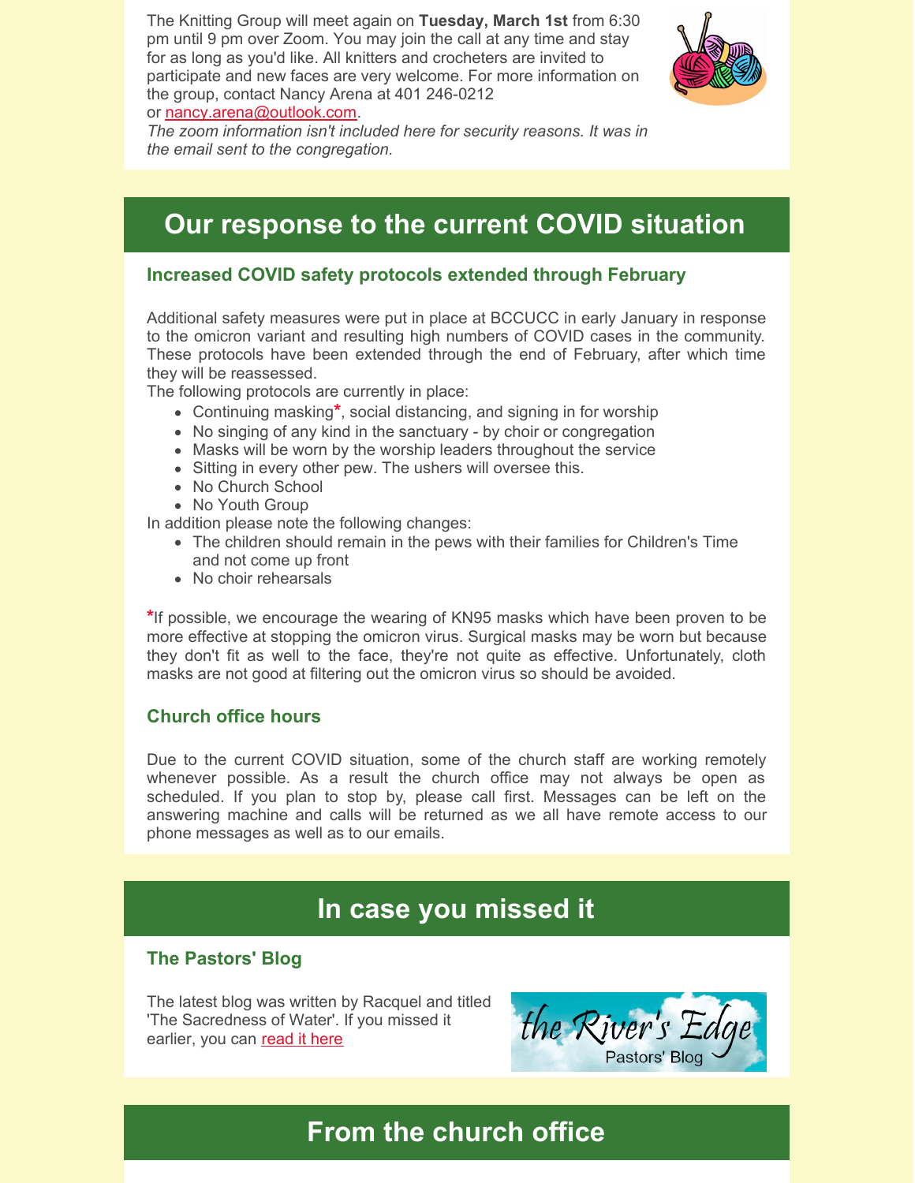The Knitting Group will meet again on **Tuesday, March 1st** from 6:30 pm until 9 pm over Zoom. You may join the call at any time and stay for as long as you'd like. All knitters and crocheters are invited to participate and new faces are very welcome. For more information on the group, contact Nancy Arena at 401 246-0212 or nancy.arena@outlook.com.
*The zoom information isn't included here for security reasons. It was in the email sent to the congregation.*

# Our response to the current COVID situation

### Increased COVID safety protocols extended through February

Additional safety measures were put in place at BCCUCC in early January in response to the omicron variant and resulting high numbers of COVID cases in the community. These protocols have been extended through the end of February, after which time they will be reassessed.
The following protocols are currently in place:

- Continuing masking*, social distancing, and signing in for worship
- No singing of any kind in the sanctuary - by choir or congregation
- Masks will be worn by the worship leaders throughout the service
- Sitting in every other pew. The ushers will oversee this.
- No Church School
- No Youth Group

In addition please note the following changes:

- The children should remain in the pews with their families for Children's Time and not come up front
- No choir rehearsals

*If possible, we encourage the wearing of KN95 masks which have been proven to be more effective at stopping the omicron virus. Surgical masks may be worn but because they don't fit as well to the face, they're not quite as effective. Unfortunately, cloth masks are not good at filtering out the omicron virus so should be avoided.

### Church office hours

Due to the current COVID situation, some of the church staff are working remotely whenever possible. As a result the church office may not always be open as scheduled. If you plan to stop by, please call first. Messages can be left on the answering machine and calls will be returned as we all have remote access to our phone messages as well as to our emails.

# In case you missed it

### The Pastors' Blog

The latest blog was written by Racquel and titled 'The Sacredness of Water'. If you missed it earlier, you can read it here

# From the church office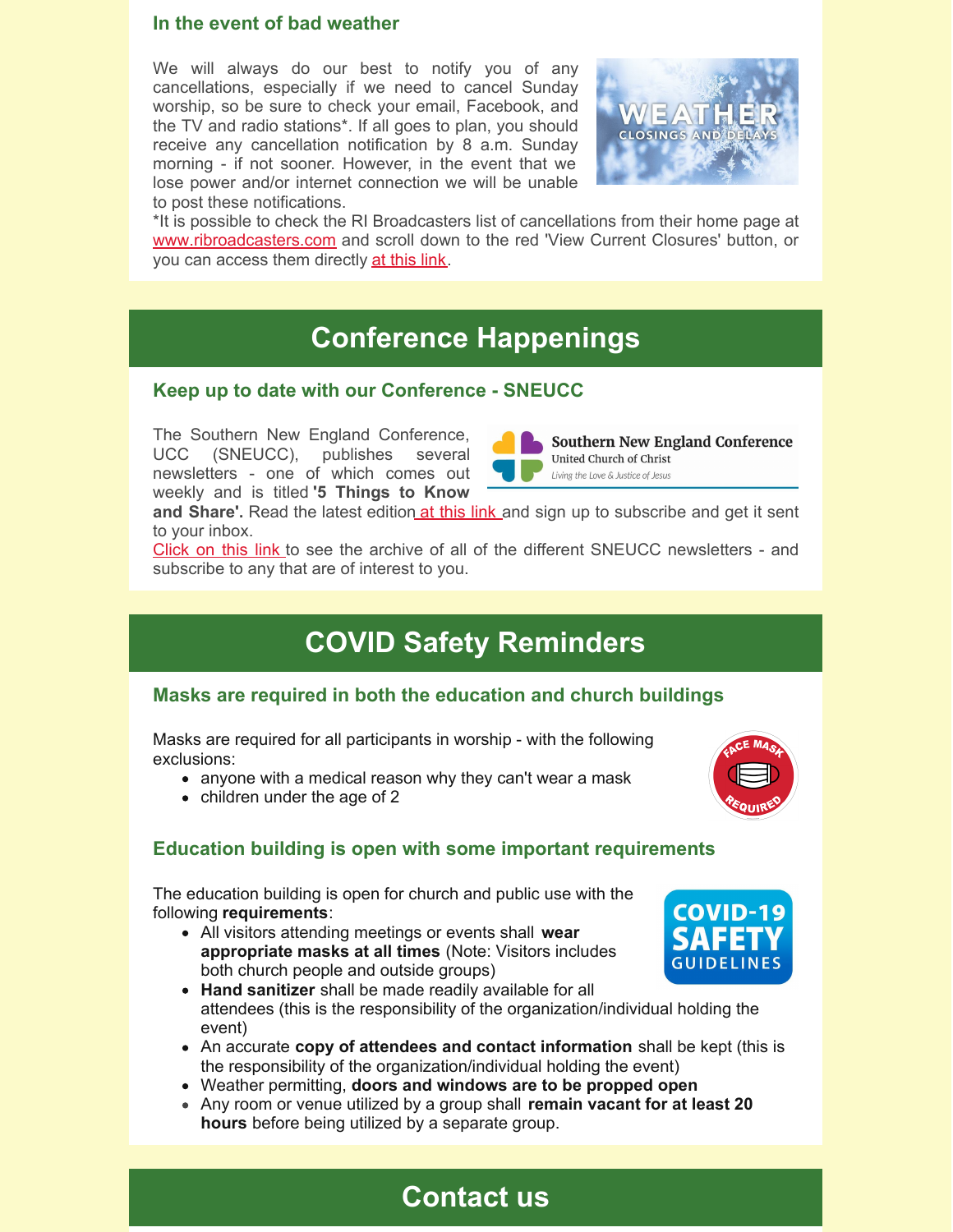### In the event of bad weather

We will always do our best to notify you of any cancellations, especially if we need to cancel Sunday worship, so be sure to check your email, Facebook, and the TV and radio stations*. If all goes to plan, you should receive any cancellation notification by 8 a.m. Sunday morning - if not sooner. However, in the event that we lose power and/or internet connection we will be unable to post these notifications.

*It is possible to check the RI Broadcasters list of cancellations from their home page at www.ribroadcasters.com and scroll down to the red 'View Current Closures' button, or you can access them directly at this link.

## Conference Happenings

### Keep up to date with our Conference - SNEUCC

The Southern New England Conference, UCC (SNEUCC), publishes several newsletters - one of which comes out weekly and is titled **'5 Things to Know and Share'.** Read the latest edition at this link and sign up to subscribe and get it sent to your inbox.

Click on this link to see the archive of all of the different SNEUCC newsletters - and subscribe to any that are of interest to you.

## COVID Safety Reminders

### Masks are required in both the education and church buildings

Masks are required for all participants in worship - with the following exclusions:

- anyone with a medical reason why they can't wear a mask
- children under the age of 2

### Education building is open with some important requirements

The education building is open for church and public use with the following **requirements**:

- All visitors attending meetings or events shall **wear appropriate masks at all times** (Note: Visitors includes both church people and outside groups)
- **Hand sanitizer** shall be made readily available for all attendees (this is the responsibility of the organization/individual holding the event)
- An accurate **copy of attendees and contact information** shall be kept (this is the responsibility of the organization/individual holding the event)
- Weather permitting, **doors and windows are to be propped open**
- Any room or venue utilized by a group shall **remain vacant for at least 20 hours** before being utilized by a separate group.

## Contact us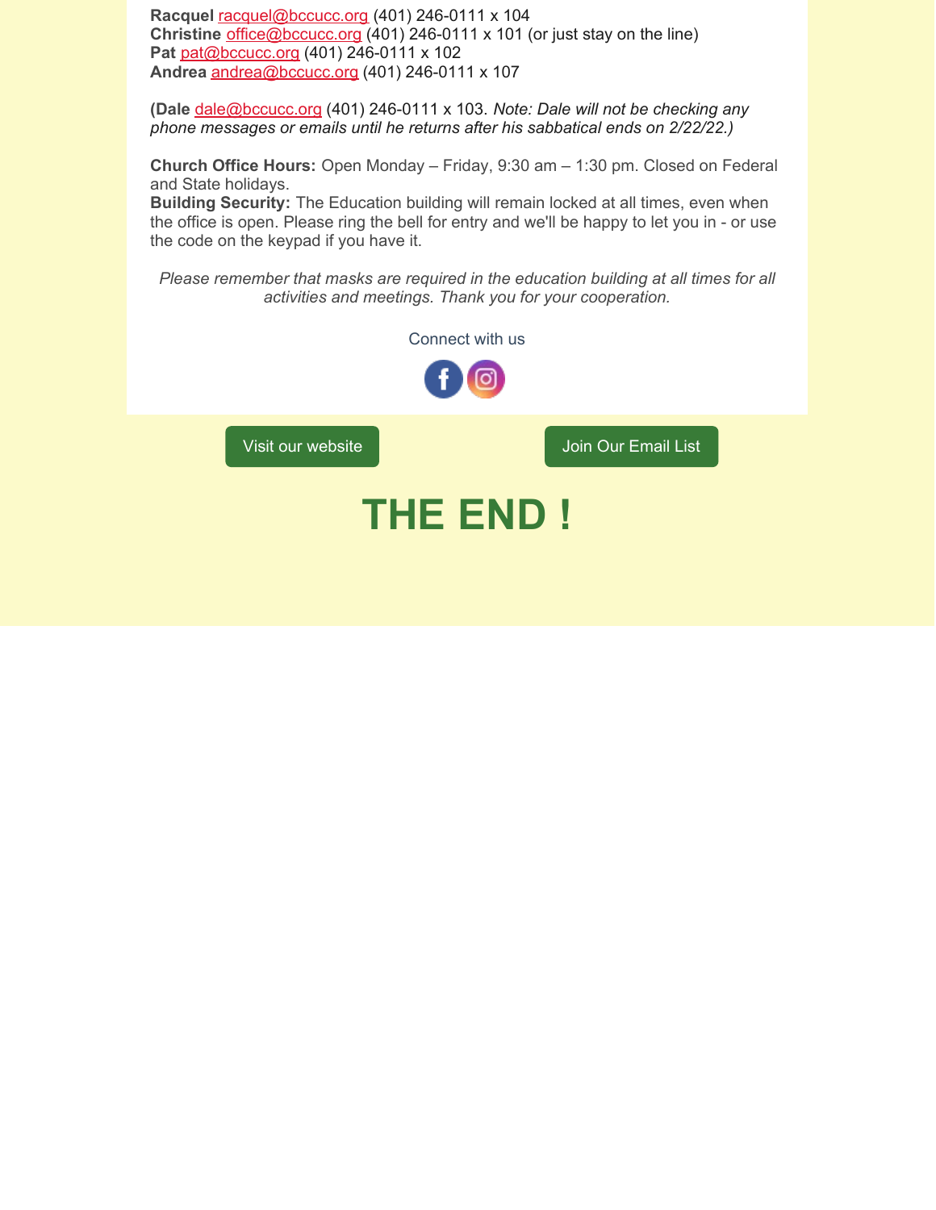**Racquel** racquel@bccucc.org (401) 246-0111 x 104
**Christine** office@bccucc.org (401) 246-0111 x 101 (or just stay on the line)
**Pat** pat@bccucc.org (401) 246-0111 x 102
**Andrea** andrea@bccucc.org (401) 246-0111 x 107

**(Dale** dale@bccucc.org (401) 246-0111 x 103. *Note: Dale will not be checking any phone messages or emails until he returns after his sabbatical ends on 2/22/22.)*

**Church Office Hours:** Open Monday – Friday, 9:30 am – 1:30 pm. Closed on Federal and State holidays.
**Building Security:** The Education building will remain locked at all times, even when the office is open. Please ring the bell for entry and we'll be happy to let you in - or use the code on the keypad if you have it.

*Please remember that masks are required in the education building at all times for all activities and meetings. Thank you for your cooperation.*

Connect with us

Visit our website

Join Our Email List

# THE END !